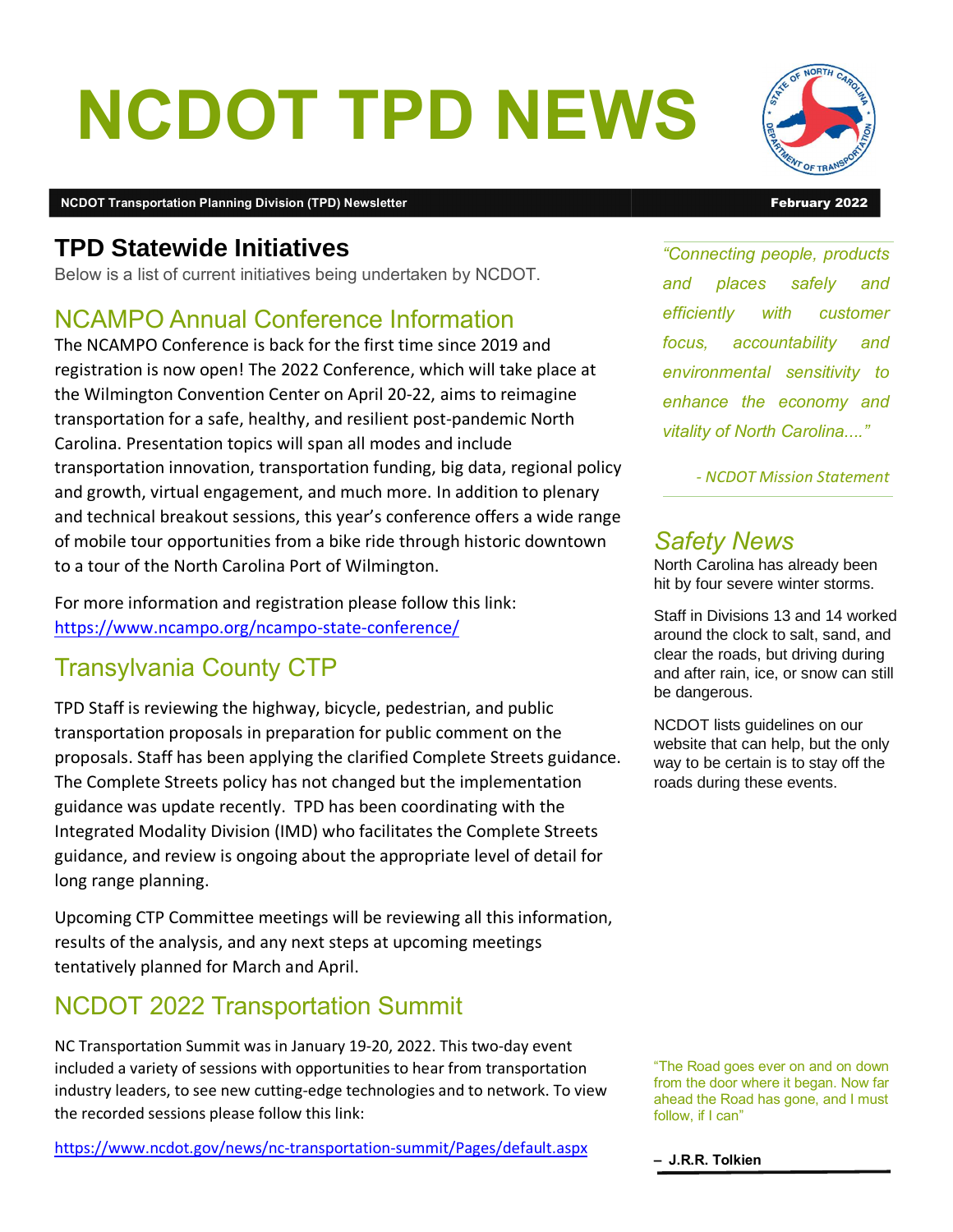# NCDOT TPD NEWS

**NCDOT Transportation Planning Division (TPD) Newsletter** **February 2022**

## TPD Statewide Initiatives

Below is a list of current initiatives being undertaken by NCDOT.

### NCAMPO Annual Conference Information

The NCAMPO Conference is back for the first time since 2019 and registration is now open! The 2022 Conference, which will take place at the Wilmington Convention Center on April 20-22, aims to reimagine transportation for a safe, healthy, and resilient post-pandemic North Carolina. Presentation topics will span all modes and include transportation innovation, transportation funding, big data, regional policy and growth, virtual engagement, and much more. In addition to plenary and technical breakout sessions, this year's conference offers a wide range of mobile tour opportunities from a bike ride through historic downtown to a tour of the North Carolina Port of Wilmington.

For more information and registration please follow this link: https://www.ncampo.org/ncampo-state-conference/

### Transylvania County CTP

TPD Staff is reviewing the highway, bicycle, pedestrian, and public transportation proposals in preparation for public comment on the proposals. Staff has been applying the clarified Complete Streets guidance. The Complete Streets policy has not changed but the implementation guidance was update recently. TPD has been coordinating with the Integrated Modality Division (IMD) who facilitates the Complete Streets guidance, and review is ongoing about the appropriate level of detail for long range planning.

Upcoming CTP Committee meetings will be reviewing all this information, results of the analysis, and any next steps at upcoming meetings tentatively planned for March and April.

### NCDOT 2022 Transportation Summit

NC Transportation Summit was in January 19-20, 2022. This two-day event included a variety of sessions with opportunities to hear from transportation industry leaders, to see new cutting-edge technologies and to network. To view the recorded sessions please follow this link:

https://www.ncdot.gov/news/nc-transportation-summit/Pages/default.aspx

*"Connecting people, products and places safely and efficiently with customer focus, accountability and environmental sensitivity to enhance the economy and vitality of North Carolina...."*

*- NCDOT Mission Statement*

### *Safety News*

North Carolina has already been hit by four severe winter storms.

Staff in Divisions 13 and 14 worked around the clock to salt, sand, and clear the roads, but driving during and after rain, ice, or snow can still be dangerous.

NCDOT lists guidelines on our website that can help, but the only way to be certain is to stay off the roads during these events.

"The Road goes ever on and on down from the door where it began. Now far ahead the Road has gone, and I must follow, if I can"

**– J.R.R. Tolkien**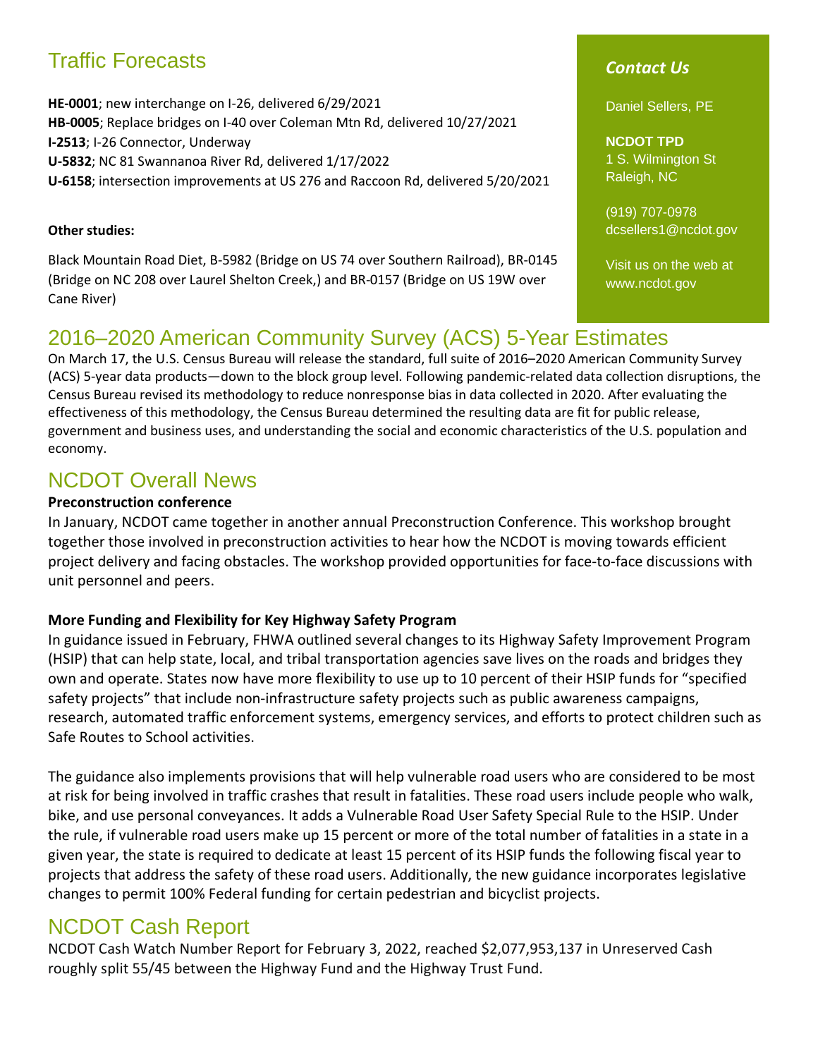## Traffic Forecasts

**HE-0001**; new interchange on I-26, delivered 6/29/2021
**HB-0005**; Replace bridges on I-40 over Coleman Mtn Rd, delivered 10/27/2021
**I-2513**; I-26 Connector, Underway
**U-5832**; NC 81 Swannanoa River Rd, delivered 1/17/2022
**U-6158**; intersection improvements at US 276 and Raccoon Rd, delivered 5/20/2021

**Other studies:**

Black Mountain Road Diet, B-5982 (Bridge on US 74 over Southern Railroad), BR-0145 (Bridge on NC 208 over Laurel Shelton Creek,) and BR-0157 (Bridge on US 19W over Cane River)

### *Contact Us*

Daniel Sellers, PE

**NCDOT TPD**
1 S. Wilmington St
Raleigh, NC

(919) 707-0978
dcsellers1@ncdot.gov

Visit us on the web at
www.ncdot.gov

## 2016–2020 American Community Survey (ACS) 5-Year Estimates

On March 17, the U.S. Census Bureau will release the standard, full suite of 2016–2020 American Community Survey (ACS) 5-year data products—down to the block group level. Following pandemic-related data collection disruptions, the Census Bureau revised its methodology to reduce nonresponse bias in data collected in 2020. After evaluating the effectiveness of this methodology, the Census Bureau determined the resulting data are fit for public release, government and business uses, and understanding the social and economic characteristics of the U.S. population and economy.

## NCDOT Overall News

**Preconstruction conference**

In January, NCDOT came together in another annual Preconstruction Conference. This workshop brought together those involved in preconstruction activities to hear how the NCDOT is moving towards efficient project delivery and facing obstacles. The workshop provided opportunities for face-to-face discussions with unit personnel and peers.

**More Funding and Flexibility for Key Highway Safety Program**

In guidance issued in February, FHWA outlined several changes to its Highway Safety Improvement Program (HSIP) that can help state, local, and tribal transportation agencies save lives on the roads and bridges they own and operate. States now have more flexibility to use up to 10 percent of their HSIP funds for "specified safety projects" that include non-infrastructure safety projects such as public awareness campaigns, research, automated traffic enforcement systems, emergency services, and efforts to protect children such as Safe Routes to School activities.

The guidance also implements provisions that will help vulnerable road users who are considered to be most at risk for being involved in traffic crashes that result in fatalities. These road users include people who walk, bike, and use personal conveyances. It adds a Vulnerable Road User Safety Special Rule to the HSIP. Under the rule, if vulnerable road users make up 15 percent or more of the total number of fatalities in a state in a given year, the state is required to dedicate at least 15 percent of its HSIP funds the following fiscal year to projects that address the safety of these road users. Additionally, the new guidance incorporates legislative changes to permit 100% Federal funding for certain pedestrian and bicyclist projects.

## NCDOT Cash Report

NCDOT Cash Watch Number Report for February 3, 2022, reached $2,077,953,137 in Unreserved Cash roughly split 55/45 between the Highway Fund and the Highway Trust Fund.